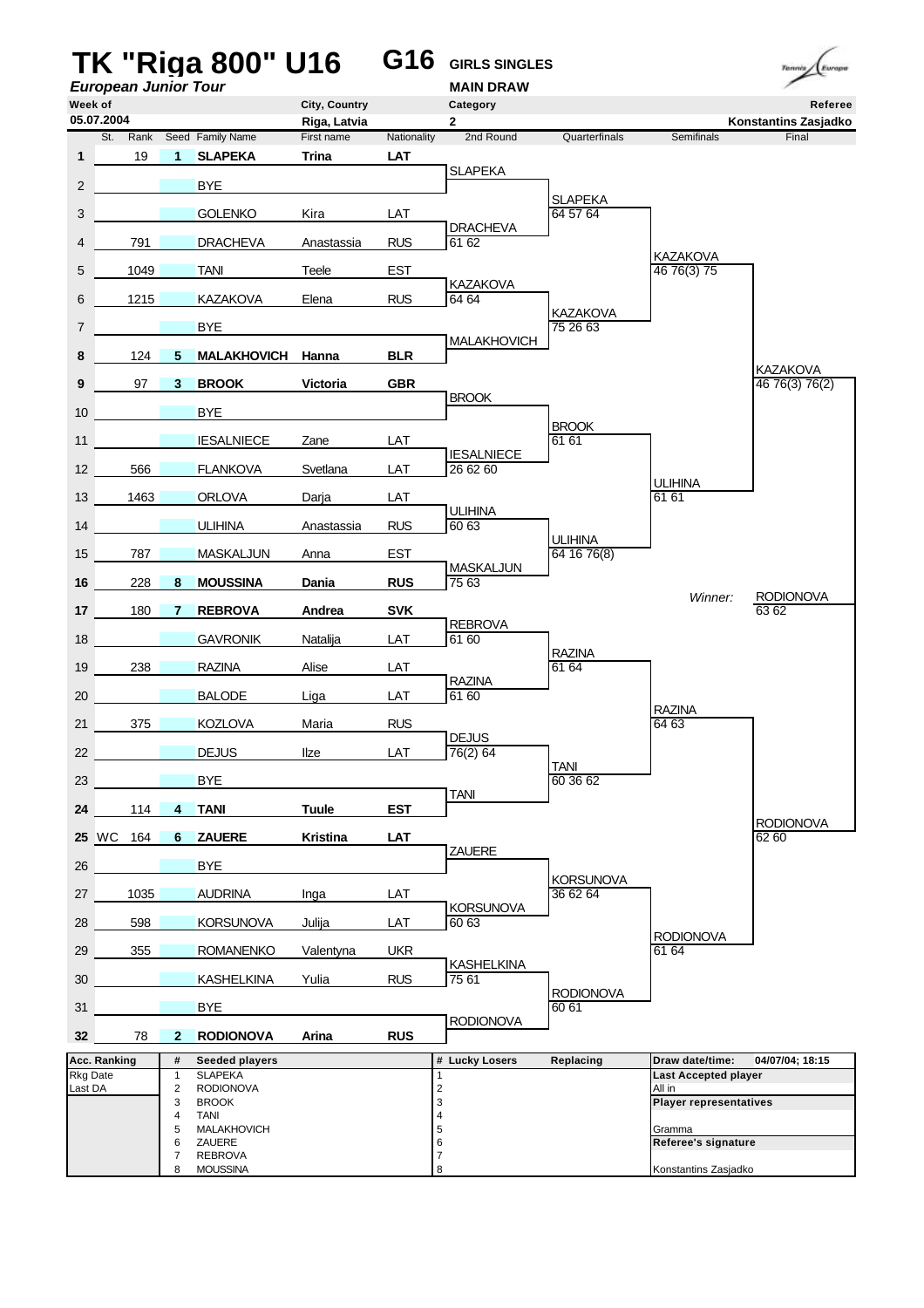# TK "Riga 800" U16 — G16 GIRLS SINGLES

*European Junior Tour*

**MAIN DRAW**

| Week of | City, Country | Category | Referee |
|---|---|---|---|
| 05.07.2004 | Riga, Latvia | 2 | Konstantins Zasjadko |

| # | St. | Rank | Seed | Family Name | First name | Nationality | 2nd Round | Quarterfinals | Semifinals | Final |
|---|---|---|---|---|---|---|---|---|---|---|
| **1** | | 19 | **1** | **SLAPEKA** | **Trina** | **LAT** | SLAPEKA | SLAPEKA 64 57 64 | KAZAKOVA 46 76(3) 75 | KAZAKOVA 46 76(3) 76(2) |
| 2 | | | | BYE | | | | | | |
| 3 | | | | GOLENKO | Kira | LAT | DRACHEVA 61 62 | | | |
| 4 | | 791 | | DRACHEVA | Anastassia | RUS | | | | |
| 5 | | 1049 | | TANI | Teele | EST | KAZAKOVA 64 64 | KAZAKOVA 75 26 63 | | |
| 6 | | 1215 | | KAZAKOVA | Elena | RUS | | | | |
| 7 | | | | BYE | | | MALAKHOVICH | | | |
| **8** | | 124 | **5** | **MALAKHOVICH** | **Hanna** | **BLR** | | | | |
| **9** | | 97 | **3** | **BROOK** | **Victoria** | **GBR** | BROOK | BROOK 61 61 | ULIHINA 61 61 | |
| 10 | | | | BYE | | | | | | |
| 11 | | | | IESALNIECE | Zane | LAT | IESALNIECE 26 62 60 | | | |
| 12 | | 566 | | FLANKOVA | Svetlana | LAT | | | | |
| 13 | | 1463 | | ORLOVA | Darja | LAT | ULIHINA 60 63 | ULIHINA 64 16 76(8) | | |
| 14 | | | | ULIHINA | Anastassia | RUS | | | | |
| 15 | | 787 | | MASKALJUN | Anna | EST | MASKALJUN 75 63 | | | |
| **16** | | 228 | **8** | **MOUSSINA** | **Dania** | **RUS** | | | | |
| **17** | | 180 | **7** | **REBROVA** | **Andrea** | **SVK** | REBROVA 61 60 | RAZINA 61 64 | RAZINA 64 63 | RODIONOVA 62 60 |
| 18 | | | | GAVRONIK | Natalija | LAT | | | | |
| 19 | | 238 | | RAZINA | Alise | LAT | RAZINA 61 60 | | | |
| 20 | | | | BALODE | Liga | LAT | | | | |
| 21 | | 375 | | KOZLOVA | Maria | RUS | DEJUS 76(2) 64 | TANI 60 36 62 | | |
| 22 | | | | DEJUS | Ilze | LAT | | | | |
| 23 | | | | BYE | | | TANI | | | |
| **24** | | 114 | **4** | **TANI** | **Tuule** | **EST** | | | | |
| **25** | WC | 164 | **6** | **ZAUERE** | **Kristina** | **LAT** | ZAUERE | KORSUNOVA 36 62 64 | RODIONOVA 61 64 | |
| 26 | | | | BYE | | | | | | |
| 27 | | 1035 | | AUDRINA | Inga | LAT | KORSUNOVA 60 63 | | | |
| 28 | | 598 | | KORSUNOVA | Julija | LAT | | | | |
| 29 | | 355 | | ROMANENKO | Valentyna | UKR | KASHELKINA 75 61 | RODIONOVA 60 61 | | |
| 30 | | | | KASHELKINA | Yulia | RUS | | | | |
| 31 | | | | BYE | | | RODIONOVA | | | |
| **32** | | 78 | **2** | **RODIONOVA** | **Arina** | **RUS** | | | | |

*Winner:* RODIONOVA 63 62

| Acc. Ranking | # | Seeded players | # | Lucky Losers | Replacing | Draw date/time: 04/07/04; 18:15 |
|---|---|---|---|---|---|---|
| Rkg Date | 1 | SLAPEKA | 1 | | | **Last Accepted player** |
| Last DA | 2 | RODIONOVA | 2 | | | All in |
| | 3 | BROOK | 3 | | | **Player representatives** |
| | 4 | TANI | 4 | | | |
| | 5 | MALAKHOVICH | 5 | | | Gramma |
| | 6 | ZAUERE | 6 | | | **Referee's signature** |
| | 7 | REBROVA | 7 | | | |
| | 8 | MOUSSINA | 8 | | | Konstantins Zasjadko |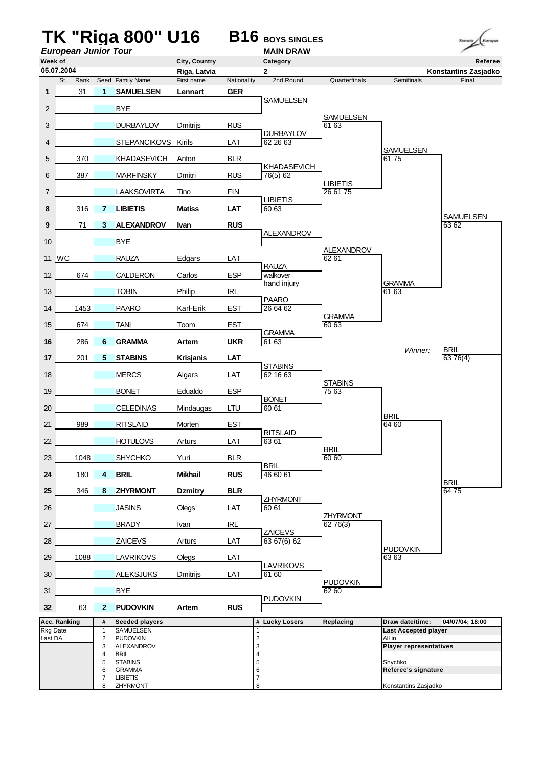# TK "Riga 800" U16

**B16** BOYS SINGLES

*European Junior Tour*

MAIN DRAW

| Week of | City, Country | Category | Referee |
|---|---|---|---|
| 05.07.2004 | Riga, Latvia | 2 | Konstantins Zasjadko |

| # | St. | Rank | Seed | Family Name | First name | Nationality | 2nd Round | Quarterfinals | Semifinals | Final |
|---|---|---|---|---|---|---|---|---|---|---|
| 1 | | 31 | 1 | **SAMUELSEN** | **Lennart** | **GER** | SAMUELSEN | | | |
| 2 | | | | BYE | | | | SAMUELSEN 61 63 | | |
| 3 | | | | DURBAYLOV | Dmitrijs | RUS | DURBAYLOV 62 26 63 | | | |
| 4 | | | | STEPANCIKOVS | Kirils | LAT | | | SAMUELSEN 61 75 | |
| 5 | | 370 | | KHADASEVICH | Anton | BLR | KHADASEVICH 76(5) 62 | | | |
| 6 | | 387 | | MARFINSKY | Dmitri | RUS | | LIBIETIS 26 61 75 | | |
| 7 | | | | LAAKSOVIRTA | Tino | FIN | LIBIETIS 60 63 | | | |
| 8 | | 316 | 7 | **LIBIETIS** | **Matiss** | **LAT** | | | | SAMUELSEN 63 62 |
| 9 | | 71 | 3 | **ALEXANDROV** | **Ivan** | **RUS** | ALEXANDROV | | | |
| 10 | | | | BYE | | | | ALEXANDROV 62 61 | | |
| 11 | WC | | | RAUZA | Edgars | LAT | RAUZA walkover hand injury | | | |
| 12 | | 674 | | CALDERON | Carlos | ESP | | | GRAMMA 61 63 | |
| 13 | | | | TOBIN | Philip | IRL | PAARO 26 64 62 | | | |
| 14 | | 1453 | | PAARO | Karl-Erik | EST | | GRAMMA 60 63 | | |
| 15 | | 674 | | TANI | Toom | EST | GRAMMA 61 63 | | | |
| 16 | | 286 | 6 | **GRAMMA** | **Artem** | **UKR** | | | *Winner:* | BRIL 63 76(4) |
| 17 | | 201 | 5 | **STABINS** | **Krisjanis** | **LAT** | STABINS 62 16 63 | | | |
| 18 | | | | MERCS | Aigars | LAT | | STABINS 75 63 | | |
| 19 | | | | BONET | Edualdo | ESP | BONET 60 61 | | | |
| 20 | | | | CELEDINAS | Mindaugas | LTU | | | BRIL 64 60 | |
| 21 | | 989 | | RITSLAID | Morten | EST | RITSLAID 63 61 | | | |
| 22 | | | | HOTULOVS | Arturs | LAT | | BRIL 60 60 | | |
| 23 | | 1048 | | SHYCHKO | Yuri | BLR | BRIL 46 60 61 | | | |
| 24 | | 180 | 4 | **BRIL** | **Mikhail** | **RUS** | | | | BRIL 64 75 |
| 25 | | 346 | 8 | **ZHYRMONT** | **Dzmitry** | **BLR** | ZHYRMONT 60 61 | | | |
| 26 | | | | JASINS | Olegs | LAT | | ZHYRMONT 62 76(3) | | |
| 27 | | | | BRADY | Ivan | IRL | ZAICEVS 63 67(6) 62 | | | |
| 28 | | | | ZAICEVS | Arturs | LAT | | | PUDOVKIN 63 63 | |
| 29 | | 1088 | | LAVRIKOVS | Olegs | LAT | LAVRIKOVS 61 60 | | | |
| 30 | | | | ALEKSJUKS | Dmitrijs | LAT | | PUDOVKIN 62 60 | | |
| 31 | | | | BYE | | | PUDOVKIN | | | |
| 32 | | 63 | 2 | **PUDOVKIN** | **Artem** | **RUS** | | | | |

| Acc. Ranking | # | Seeded players | # | Lucky Losers | Replacing | |
|---|---|---|---|---|---|---|
| Rkg Date | 1 | SAMUELSEN | 1 | | | **Draw date/time:** 04/07/04; 18:00 |
| Last DA | 2 | PUDOVKIN | 2 | | | **Last Accepted player** |
| | 3 | ALEXANDROV | 3 | | | All in |
| | 4 | BRIL | 4 | | | **Player representatives** |
| | 5 | STABINS | 5 | | | Shychko |
| | 6 | GRAMMA | 6 | | | **Referee's signature** |
| | 7 | LIBIETIS | 7 | | | |
| | 8 | ZHYRMONT | 8 | | | Konstantins Zasjadko |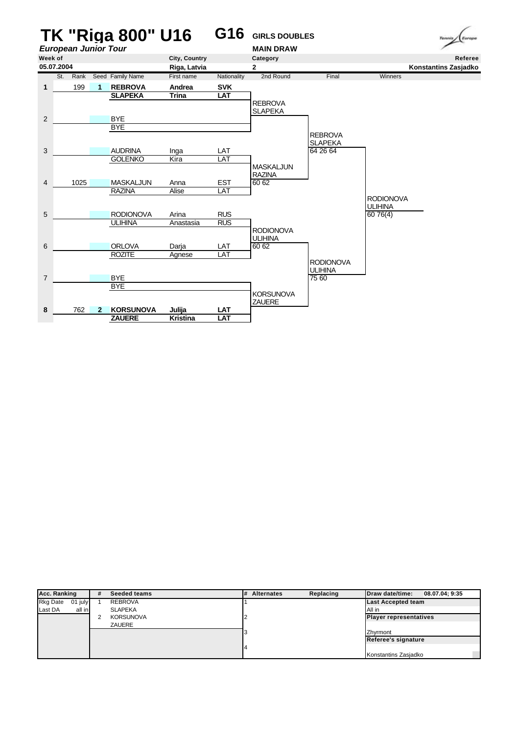# TK "Riga 800" U16 — G16 GIRLS DOUBLES

*European Junior Tour* — MAIN DRAW

| Week of | City, Country | Category | Referee |
|---|---|---|---|
| 05.07.2004 | Riga, Latvia | 2 | Konstantins Zasjadko |

| # | St. | Rank | Seed | Family Name | First name | Nationality | 2nd Round | Final | Winners |
|---|---|---|---|---|---|---|---|---|---|
| 1 | | 199 | 1 | **REBROVA** | **Andrea** | **SVK** | | | |
| | | | | **SLAPEKA** | **Trina** | **LAT** | REBROVA / SLAPEKA | | |
| 2 | | | | BYE | | | | | |
| | | | | BYE | | | | REBROVA / SLAPEKA 64 26 64 | |
| 3 | | | | AUDRINA | Inga | LAT | | | |
| | | | | GOLENKO | Kira | LAT | MASKALJUN / RAZINA 60 62 | | |
| 4 | | 1025 | | MASKALJUN | Anna | EST | | | |
| | | | | RAZINA | Alise | LAT | | | RODIONOVA / ULIHINA 60 76(4) |
| 5 | | | | RODIONOVA | Arina | RUS | | | |
| | | | | ULIHINA | Anastasia | RUS | RODIONOVA / ULIHINA 60 62 | | |
| 6 | | | | ORLOVA | Darja | LAT | | | |
| | | | | ROZITE | Agnese | LAT | | RODIONOVA / ULIHINA 75 60 | |
| 7 | | | | BYE | | | | | |
| | | | | BYE | | | KORSUNOVA / ZAUERE | | |
| 8 | | 762 | 2 | **KORSUNOVA** | **Julija** | **LAT** | | | |
| | | | | **ZAUERE** | **Kristina** | **LAT** | | | |

| Acc. Ranking | | # | Seeded teams | # | Alternates | Replacing | Draw date/time: 08.07.04; 9:35 |
|---|---|---|---|---|---|---|---|
| Rkg Date | 01 july | 1 | REBROVA | 1 | | | **Last Accepted team** |
| Last DA | all in | | SLAPEKA | | | | All in |
| | | 2 | KORSUNOVA | 2 | | | **Player representatives** |
| | | | ZAUERE | | | | |
| | | | | 3 | | | Zhyrmont |
| | | | | | | | **Referee's signature** |
| | | | | 4 | | | |
| | | | | | | | Konstantins Zasjadko |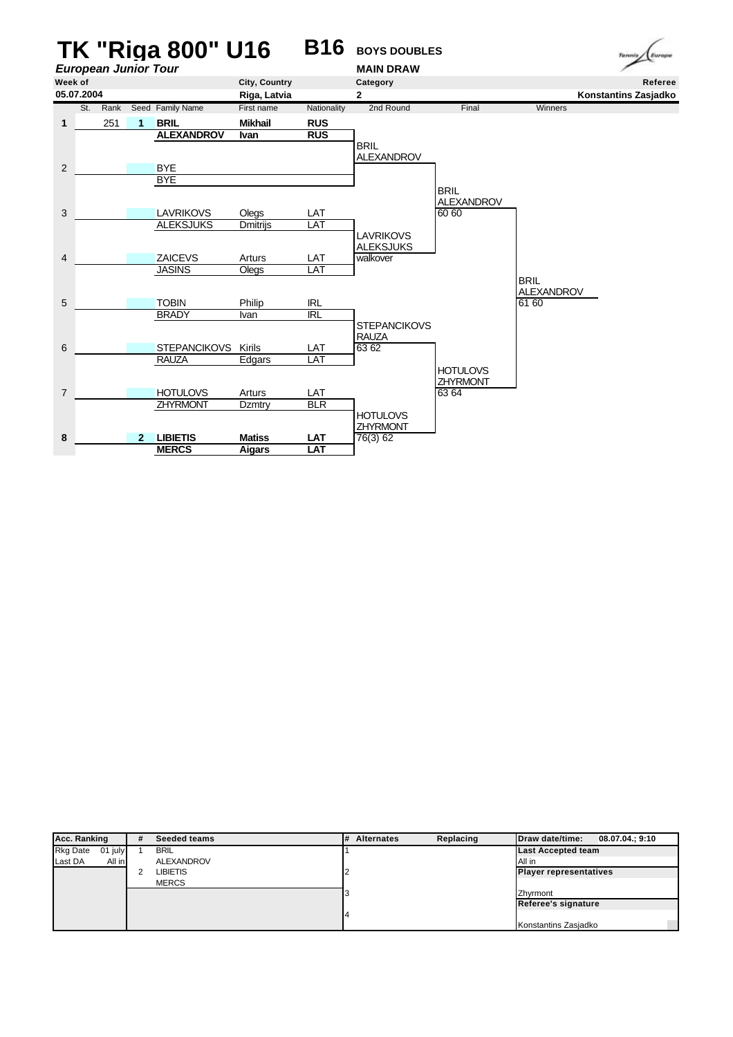# TK "Riga 800" U16

**B16** **BOYS DOUBLES**

*European Junior Tour*

**MAIN DRAW**

| Week of | City, Country | Category | Referee |
|---|---|---|---|
| 05.07.2004 | Riga, Latvia | 2 | Konstantins Zasjadko |

| # | St. | Rank | Seed | Family Name | First name | Nationality | 2nd Round | Final | Winners |
|---|---|---|---|---|---|---|---|---|---|
| 1 | | 251 | 1 | **BRIL** | **Mikhail** | **RUS** | | | |
| | | | | **ALEXANDROV** | **Ivan** | **RUS** | BRIL ALEXANDROV | | |
| 2 | | | | BYE | | | | | |
| | | | | BYE | | | | BRIL ALEXANDROV 60 60 | |
| 3 | | | | LAVRIKOVS | Olegs | LAT | | | |
| | | | | ALEKSJUKS | Dmitrijs | LAT | LAVRIKOVS ALEKSJUKS walkover | | |
| 4 | | | | ZAICEVS | Arturs | LAT | | | |
| | | | | JASINS | Olegs | LAT | | | BRIL ALEXANDROV 61 60 |
| 5 | | | | TOBIN | Philip | IRL | | | |
| | | | | BRADY | Ivan | IRL | STEPANCIKOVS RAUZA 63 62 | | |
| 6 | | | | STEPANCIKOVS | Kirils | LAT | | | |
| | | | | RAUZA | Edgars | LAT | | HOTULOVS ZHYRMONT 63 64 | |
| 7 | | | | HOTULOVS | Arturs | LAT | | | |
| | | | | ZHYRMONT | Dzmtry | BLR | HOTULOVS ZHYRMONT 76(3) 62 | | |
| 8 | | | 2 | **LIBIETIS** | **Matiss** | **LAT** | | | |
| | | | | **MERCS** | **Aigars** | **LAT** | | | |

| Acc. Ranking | | # | Seeded teams | # | Alternates | Replacing | Draw date/time: 08.07.04.; 9:10 |
|---|---|---|---|---|---|---|---|
| Rkg Date | 01 july | 1 | BRIL | 1 | | | **Last Accepted team** |
| Last DA | All in | | ALEXANDROV | | | | All in |
| | | 2 | LIBIETIS | 2 | | | **Player representatives** |
| | | | MERCS | | | | |
| | | | | 3 | | | Zhyrmont |
| | | | | | | | **Referee's signature** |
| | | | | 4 | | | |
| | | | | | | | Konstantins Zasjadko |